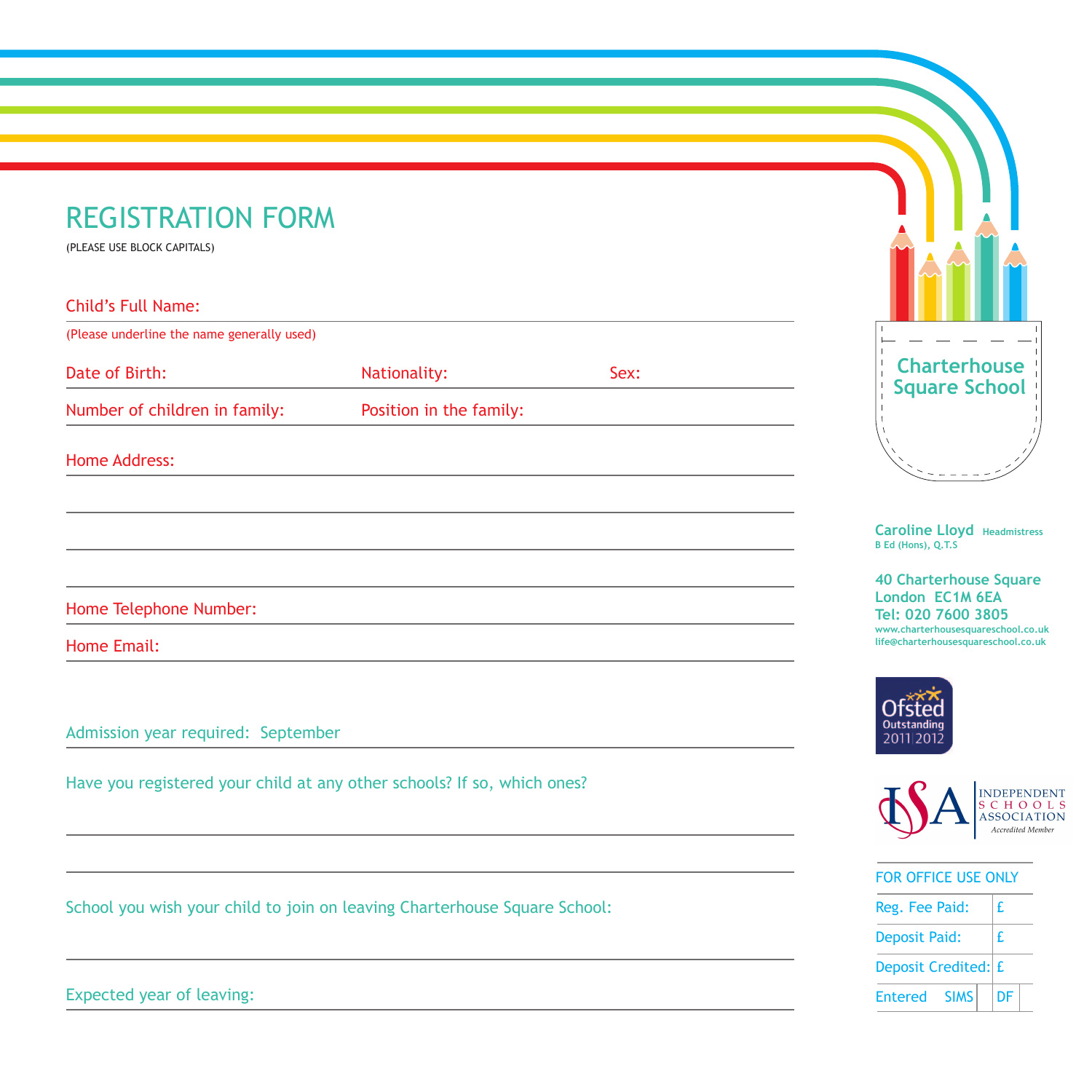# REGISTRATION FORM

(PLEASE USE BLOCK CAPITALS)

Child's Full Name:

(Please underline the name generally used)

Date of Birth: Nationality: Sex:

Number of children in family: Position in the family:

Home Address:

Home Telephone Number:

Home Email:

Admission year required: September

Have you registered your child at any other schools? If so, which ones?

School you wish your child to join on leaving Charterhouse Square School:

Expected year of leaving:

**Charterhouse Square School**

**Caroline Lloyd** Headmistress
B Ed (Hons), Q.T.S

**40 Charterhouse Square**
**London EC1M 6EA**
**Tel: 020 7600 3805**
www.charterhousesquareschool.co.uk
life@charterhousesquareschool.co.uk

Ofsted Outstanding 2011|2012

ISA INDEPENDENT SCHOOLS ASSOCIATION *Accredited Member*

FOR OFFICE USE ONLY

| | |
|---|---|
| Reg. Fee Paid: | £ |
| Deposit Paid: | £ |
| Deposit Credited: | £ |
| Entered SIMS | DF |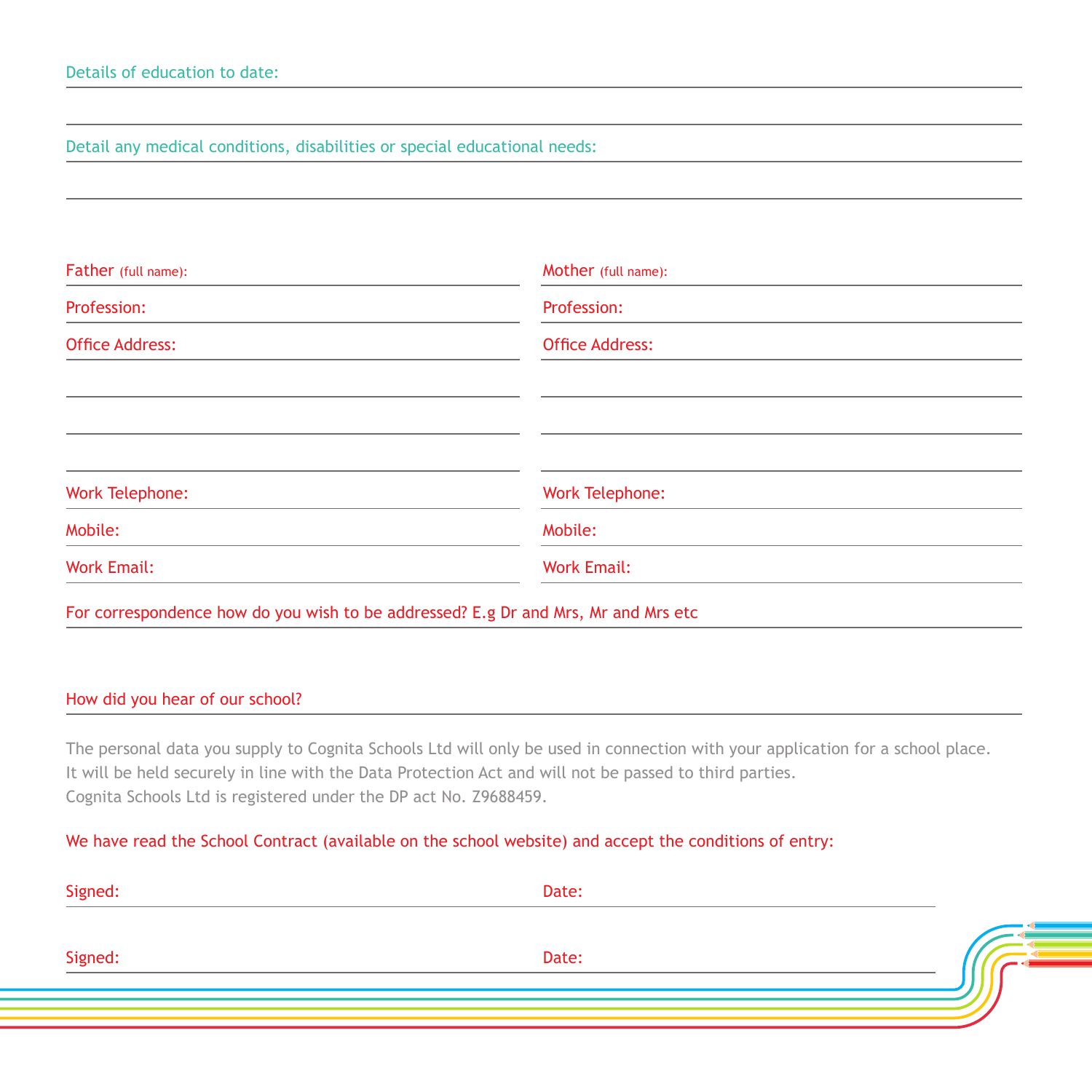Details of education to date:

Detail any medical conditions, disabilities or special educational needs:

| | |
|---|---|
| Father (full name): | Mother (full name): |
| Profession: | Profession: |
| Office Address: | Office Address: |
| | |
| | |
| | |
| Work Telephone: | Work Telephone: |
| Mobile: | Mobile: |
| Work Email: | Work Email: |

For correspondence how do you wish to be addressed? E.g Dr and Mrs, Mr and Mrs etc

How did you hear of our school?

The personal data you supply to Cognita Schools Ltd will only be used in connection with your application for a school place. It will be held securely in line with the Data Protection Act and will not be passed to third parties. Cognita Schools Ltd is registered under the DP act No. Z9688459.

We have read the School Contract (available on the school website) and accept the conditions of entry:

Signed: Date:

Signed: Date: